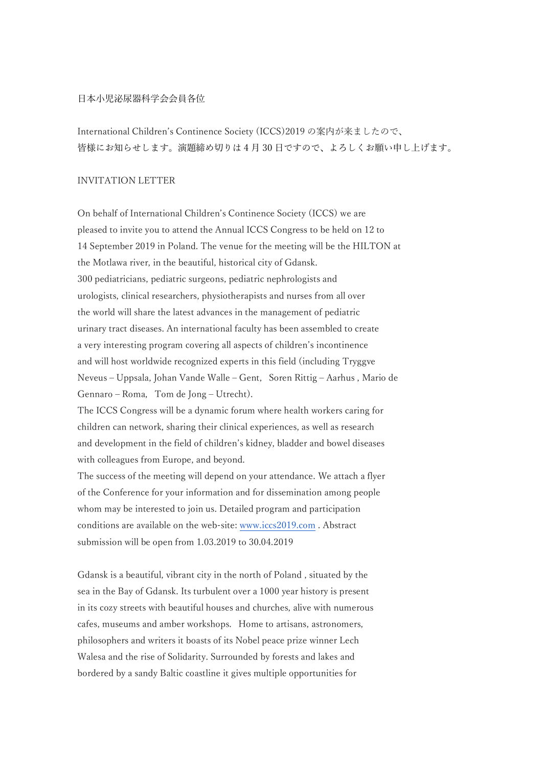日本小児泌尿器科学会会員各位

International Children's Continence Society (ICCS)2019 の案内が来ましたので、皆様にお知らせします。演題締め切りは 4 月 30 日ですので、よろしくお願い申し上げます。

INVITATION LETTER

On behalf of International Children's Continence Society (ICCS) we are pleased to invite you to attend the Annual ICCS Congress to be held on 12 to 14 September 2019 in Poland. The venue for the meeting will be the HILTON at the Motlawa river, in the beautiful, historical city of Gdansk.
300 pediatricians, pediatric surgeons, pediatric nephrologists and urologists, clinical researchers, physiotherapists and nurses from all over the world will share the latest advances in the management of pediatric urinary tract diseases. An international faculty has been assembled to create a very interesting program covering all aspects of children's incontinence and will host worldwide recognized experts in this field (including Tryggve Neveus – Uppsala, Johan Vande Walle – Gent, Soren Rittig – Aarhus , Mario de Gennaro – Roma, Tom de Jong – Utrecht).
The ICCS Congress will be a dynamic forum where health workers caring for children can network, sharing their clinical experiences, as well as research and development in the field of children's kidney, bladder and bowel diseases with colleagues from Europe, and beyond.
The success of the meeting will depend on your attendance. We attach a flyer of the Conference for your information and for dissemination among people whom may be interested to join us. Detailed program and participation conditions are available on the web-site: www.iccs2019.com . Abstract submission will be open from 1.03.2019 to 30.04.2019

Gdansk is a beautiful, vibrant city in the north of Poland , situated by the sea in the Bay of Gdansk. Its turbulent over a 1000 year history is present in its cozy streets with beautiful houses and churches, alive with numerous cafes, museums and amber workshops. Home to artisans, astronomers, philosophers and writers it boasts of its Nobel peace prize winner Lech Walesa and the rise of Solidarity. Surrounded by forests and lakes and bordered by a sandy Baltic coastline it gives multiple opportunities for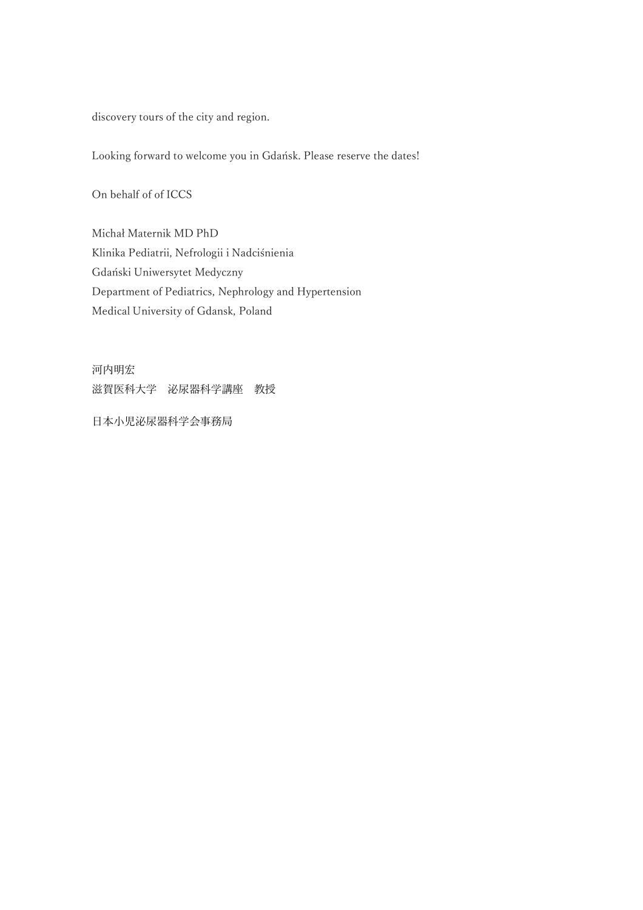discovery tours of the city and region.

Looking forward to welcome you in Gdańsk. Please reserve the dates!

On behalf of of ICCS

Michał Maternik MD PhD
Klinika Pediatrii, Nefrologii i Nadciśnienia
Gdański Uniwersytet Medyczny
Department of Pediatrics, Nephrology and Hypertension
Medical University of Gdansk, Poland

河内明宏
滋賀医科大学　泌尿器科学講座　教授

日本小児泌尿器科学会事務局